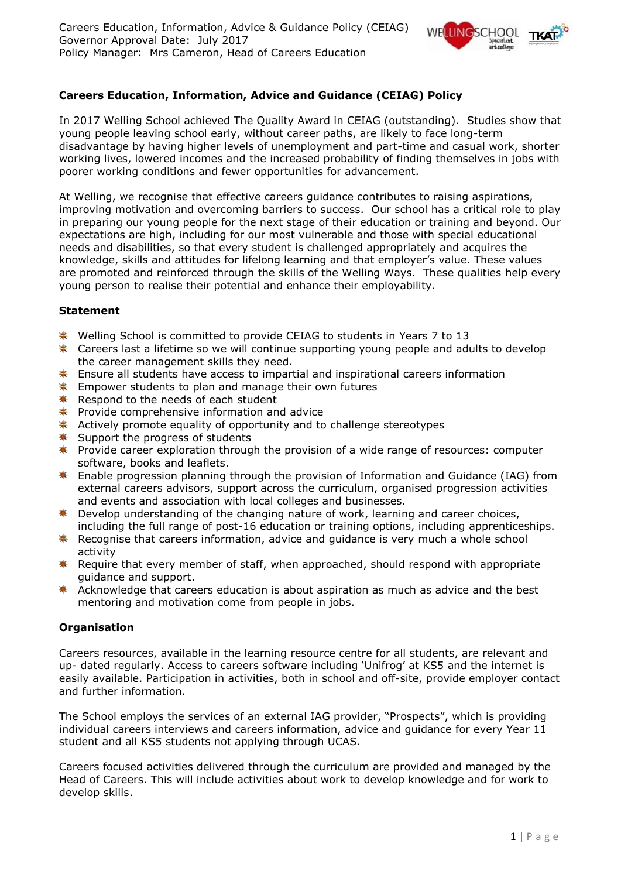Careers Education, Information, Advice & Guidance Policy (CEIAG)
Governor Approval Date: July 2017
Policy Manager: Mrs Cameron, Head of Careers Education

**Careers Education, Information, Advice and Guidance (CEIAG) Policy**

In 2017 Welling School achieved The Quality Award in CEIAG (outstanding). Studies show that young people leaving school early, without career paths, are likely to face long-term disadvantage by having higher levels of unemployment and part-time and casual work, shorter working lives, lowered incomes and the increased probability of finding themselves in jobs with poorer working conditions and fewer opportunities for advancement.

At Welling, we recognise that effective careers guidance contributes to raising aspirations, improving motivation and overcoming barriers to success. Our school has a critical role to play in preparing our young people for the next stage of their education or training and beyond. Our expectations are high, including for our most vulnerable and those with special educational needs and disabilities, so that every student is challenged appropriately and acquires the knowledge, skills and attitudes for lifelong learning and that employer's value. These values are promoted and reinforced through the skills of the Welling Ways. These qualities help every young person to realise their potential and enhance their employability.

**Statement**

- Welling School is committed to provide CEIAG to students in Years 7 to 13
- Careers last a lifetime so we will continue supporting young people and adults to develop the career management skills they need.
- Ensure all students have access to impartial and inspirational careers information
- Empower students to plan and manage their own futures
- Respond to the needs of each student
- Provide comprehensive information and advice
- Actively promote equality of opportunity and to challenge stereotypes
- Support the progress of students
- Provide career exploration through the provision of a wide range of resources: computer software, books and leaflets.
- Enable progression planning through the provision of Information and Guidance (IAG) from external careers advisors, support across the curriculum, organised progression activities and events and association with local colleges and businesses.
- Develop understanding of the changing nature of work, learning and career choices, including the full range of post-16 education or training options, including apprenticeships.
- Recognise that careers information, advice and guidance is very much a whole school activity
- Require that every member of staff, when approached, should respond with appropriate guidance and support.
- Acknowledge that careers education is about aspiration as much as advice and the best mentoring and motivation come from people in jobs.

**Organisation**

Careers resources, available in the learning resource centre for all students, are relevant and up- dated regularly. Access to careers software including 'Unifrog' at KS5 and the internet is easily available. Participation in activities, both in school and off-site, provide employer contact and further information.

The School employs the services of an external IAG provider, "Prospects", which is providing individual careers interviews and careers information, advice and guidance for every Year 11 student and all KS5 students not applying through UCAS.

Careers focused activities delivered through the curriculum are provided and managed by the Head of Careers. This will include activities about work to develop knowledge and for work to develop skills.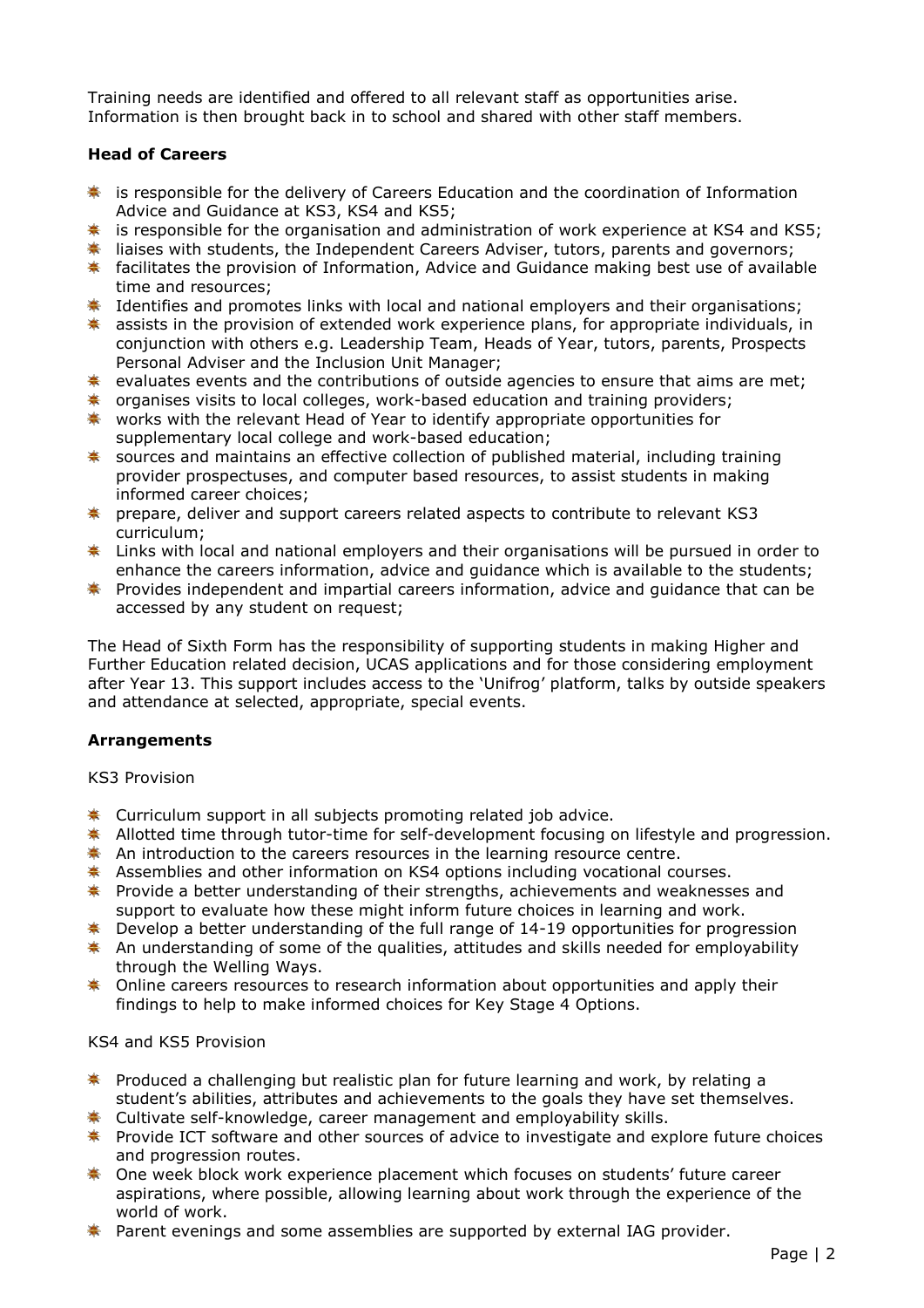Training needs are identified and offered to all relevant staff as opportunities arise. Information is then brought back in to school and shared with other staff members.

**Head of Careers**

- is responsible for the delivery of Careers Education and the coordination of Information Advice and Guidance at KS3, KS4 and KS5;
- is responsible for the organisation and administration of work experience at KS4 and KS5;
- liaises with students, the Independent Careers Adviser, tutors, parents and governors;
- facilitates the provision of Information, Advice and Guidance making best use of available time and resources;
- Identifies and promotes links with local and national employers and their organisations;
- assists in the provision of extended work experience plans, for appropriate individuals, in conjunction with others e.g. Leadership Team, Heads of Year, tutors, parents, Prospects Personal Adviser and the Inclusion Unit Manager;
- evaluates events and the contributions of outside agencies to ensure that aims are met;
- organises visits to local colleges, work-based education and training providers;
- works with the relevant Head of Year to identify appropriate opportunities for supplementary local college and work-based education;
- sources and maintains an effective collection of published material, including training provider prospectuses, and computer based resources, to assist students in making informed career choices;
- prepare, deliver and support careers related aspects to contribute to relevant KS3 curriculum;
- Links with local and national employers and their organisations will be pursued in order to enhance the careers information, advice and guidance which is available to the students;
- Provides independent and impartial careers information, advice and guidance that can be accessed by any student on request;

The Head of Sixth Form has the responsibility of supporting students in making Higher and Further Education related decision, UCAS applications and for those considering employment after Year 13. This support includes access to the 'Unifrog' platform, talks by outside speakers and attendance at selected, appropriate, special events.

**Arrangements**

KS3 Provision

- Curriculum support in all subjects promoting related job advice.
- Allotted time through tutor-time for self-development focusing on lifestyle and progression.
- An introduction to the careers resources in the learning resource centre.
- Assemblies and other information on KS4 options including vocational courses.
- Provide a better understanding of their strengths, achievements and weaknesses and support to evaluate how these might inform future choices in learning and work.
- Develop a better understanding of the full range of 14-19 opportunities for progression
- An understanding of some of the qualities, attitudes and skills needed for employability through the Welling Ways.
- Online careers resources to research information about opportunities and apply their findings to help to make informed choices for Key Stage 4 Options.

KS4 and KS5 Provision

- Produced a challenging but realistic plan for future learning and work, by relating a student's abilities, attributes and achievements to the goals they have set themselves.
- Cultivate self-knowledge, career management and employability skills.
- Provide ICT software and other sources of advice to investigate and explore future choices and progression routes.
- One week block work experience placement which focuses on students' future career aspirations, where possible, allowing learning about work through the experience of the world of work.
- Parent evenings and some assemblies are supported by external IAG provider.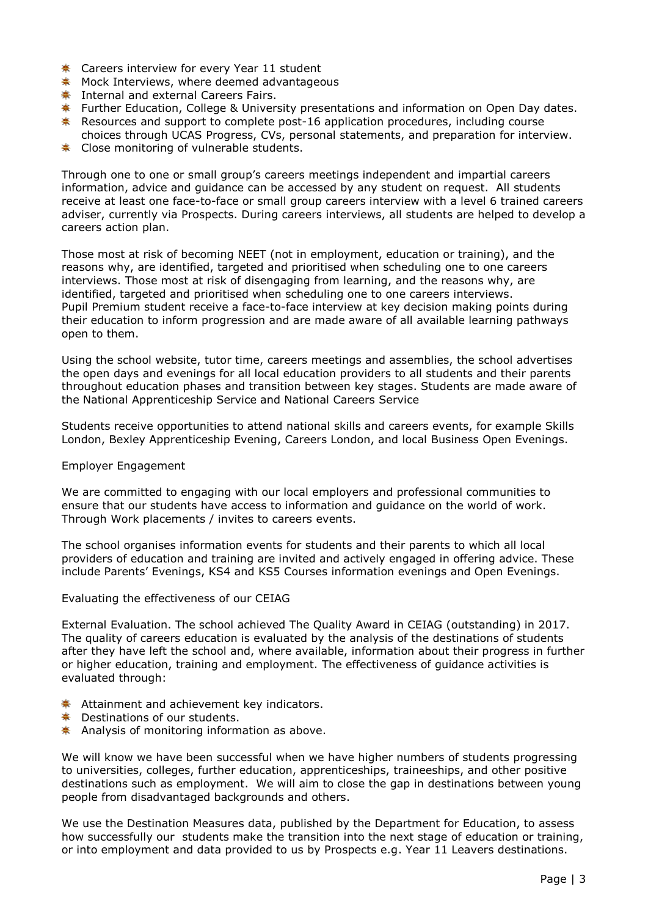- Careers interview for every Year 11 student
- Mock Interviews, where deemed advantageous
- Internal and external Careers Fairs.
- Further Education, College & University presentations and information on Open Day dates.
- Resources and support to complete post-16 application procedures, including course choices through UCAS Progress, CVs, personal statements, and preparation for interview.
- Close monitoring of vulnerable students.

Through one to one or small group's careers meetings independent and impartial careers information, advice and guidance can be accessed by any student on request. All students receive at least one face-to-face or small group careers interview with a level 6 trained careers adviser, currently via Prospects. During careers interviews, all students are helped to develop a careers action plan.

Those most at risk of becoming NEET (not in employment, education or training), and the reasons why, are identified, targeted and prioritised when scheduling one to one careers interviews. Those most at risk of disengaging from learning, and the reasons why, are identified, targeted and prioritised when scheduling one to one careers interviews. Pupil Premium student receive a face-to-face interview at key decision making points during their education to inform progression and are made aware of all available learning pathways open to them.

Using the school website, tutor time, careers meetings and assemblies, the school advertises the open days and evenings for all local education providers to all students and their parents throughout education phases and transition between key stages. Students are made aware of the National Apprenticeship Service and National Careers Service

Students receive opportunities to attend national skills and careers events, for example Skills London, Bexley Apprenticeship Evening, Careers London, and local Business Open Evenings.

Employer Engagement

We are committed to engaging with our local employers and professional communities to ensure that our students have access to information and guidance on the world of work. Through Work placements / invites to careers events.

The school organises information events for students and their parents to which all local providers of education and training are invited and actively engaged in offering advice. These include Parents' Evenings, KS4 and KS5 Courses information evenings and Open Evenings.

Evaluating the effectiveness of our CEIAG

External Evaluation. The school achieved The Quality Award in CEIAG (outstanding) in 2017. The quality of careers education is evaluated by the analysis of the destinations of students after they have left the school and, where available, information about their progress in further or higher education, training and employment. The effectiveness of guidance activities is evaluated through:

- Attainment and achievement key indicators.
- Destinations of our students.
- Analysis of monitoring information as above.

We will know we have been successful when we have higher numbers of students progressing to universities, colleges, further education, apprenticeships, traineeships, and other positive destinations such as employment. We will aim to close the gap in destinations between young people from disadvantaged backgrounds and others.

We use the Destination Measures data, published by the Department for Education, to assess how successfully our students make the transition into the next stage of education or training, or into employment and data provided to us by Prospects e.g. Year 11 Leavers destinations.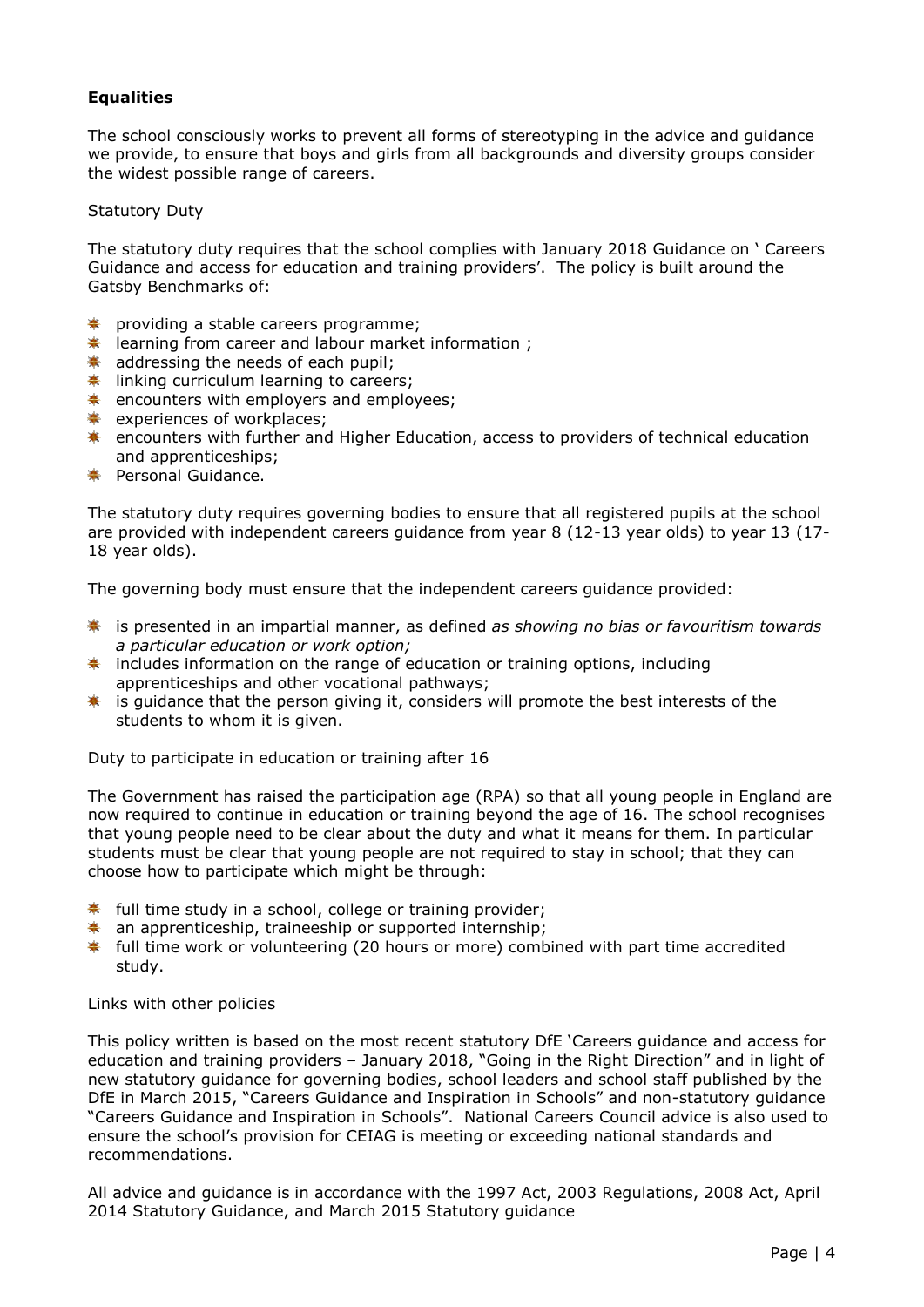**Equalities**

The school consciously works to prevent all forms of stereotyping in the advice and guidance we provide, to ensure that boys and girls from all backgrounds and diversity groups consider the widest possible range of careers.

Statutory Duty

The statutory duty requires that the school complies with January 2018 Guidance on ' Careers Guidance and access for education and training providers'. The policy is built around the Gatsby Benchmarks of:

- providing a stable careers programme;
- learning from career and labour market information ;
- addressing the needs of each pupil;
- linking curriculum learning to careers;
- encounters with employers and employees;
- experiences of workplaces;
- encounters with further and Higher Education, access to providers of technical education and apprenticeships;
- Personal Guidance.

The statutory duty requires governing bodies to ensure that all registered pupils at the school are provided with independent careers guidance from year 8 (12-13 year olds) to year 13 (17-18 year olds).

The governing body must ensure that the independent careers guidance provided:

- is presented in an impartial manner, as defined *as showing no bias or favouritism towards a particular education or work option;*
- includes information on the range of education or training options, including apprenticeships and other vocational pathways;
- is guidance that the person giving it, considers will promote the best interests of the students to whom it is given.

Duty to participate in education or training after 16

The Government has raised the participation age (RPA) so that all young people in England are now required to continue in education or training beyond the age of 16. The school recognises that young people need to be clear about the duty and what it means for them. In particular students must be clear that young people are not required to stay in school; that they can choose how to participate which might be through:

- full time study in a school, college or training provider;
- an apprenticeship, traineeship or supported internship;
- full time work or volunteering (20 hours or more) combined with part time accredited study.

Links with other policies

This policy written is based on the most recent statutory DfE 'Careers guidance and access for education and training providers – January 2018, "Going in the Right Direction" and in light of new statutory guidance for governing bodies, school leaders and school staff published by the DfE in March 2015, "Careers Guidance and Inspiration in Schools" and non-statutory guidance "Careers Guidance and Inspiration in Schools". National Careers Council advice is also used to ensure the school's provision for CEIAG is meeting or exceeding national standards and recommendations.

All advice and guidance is in accordance with the 1997 Act, 2003 Regulations, 2008 Act, April 2014 Statutory Guidance, and March 2015 Statutory guidance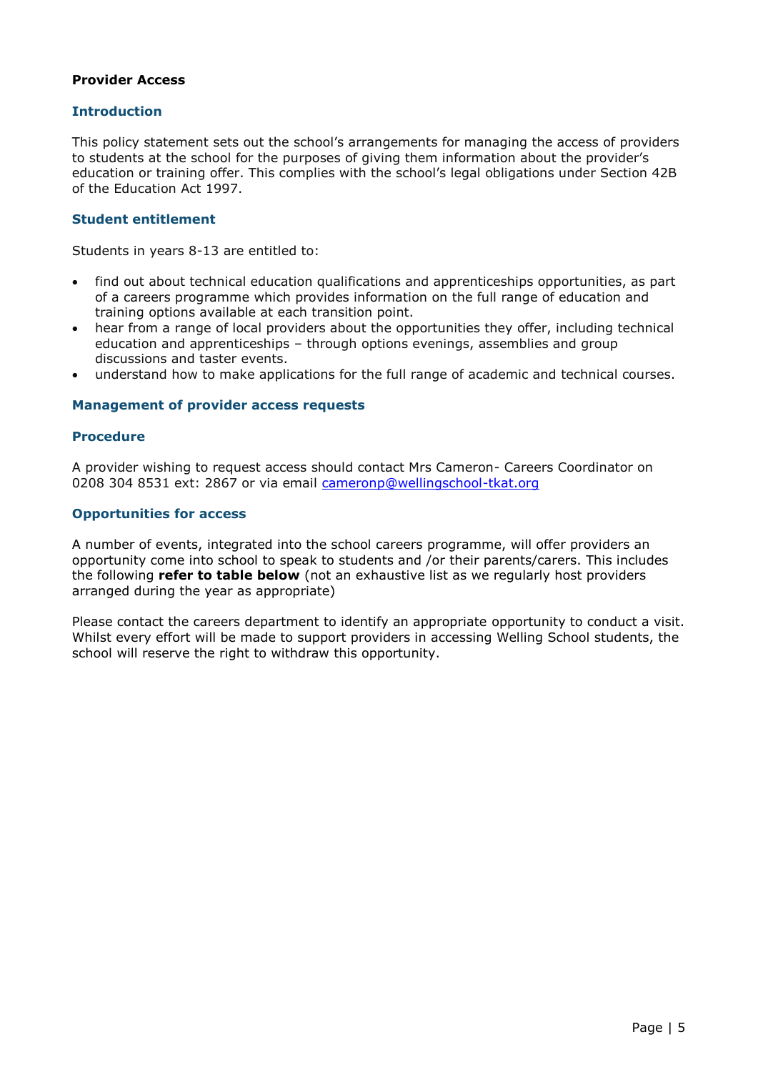**Provider Access**

## Introduction

This policy statement sets out the school's arrangements for managing the access of providers to students at the school for the purposes of giving them information about the provider's education or training offer. This complies with the school's legal obligations under Section 42B of the Education Act 1997.

## Student entitlement

Students in years 8-13 are entitled to:

- find out about technical education qualifications and apprenticeships opportunities, as part of a careers programme which provides information on the full range of education and training options available at each transition point.
- hear from a range of local providers about the opportunities they offer, including technical education and apprenticeships – through options evenings, assemblies and group discussions and taster events.
- understand how to make applications for the full range of academic and technical courses.

## Management of provider access requests

## Procedure

A provider wishing to request access should contact Mrs Cameron- Careers Coordinator on 0208 304 8531 ext: 2867 or via email cameronp@wellingschool-tkat.org

## Opportunities for access

A number of events, integrated into the school careers programme, will offer providers an opportunity come into school to speak to students and /or their parents/carers. This includes the following **refer to table below** (not an exhaustive list as we regularly host providers arranged during the year as appropriate)

Please contact the careers department to identify an appropriate opportunity to conduct a visit. Whilst every effort will be made to support providers in accessing Welling School students, the school will reserve the right to withdraw this opportunity.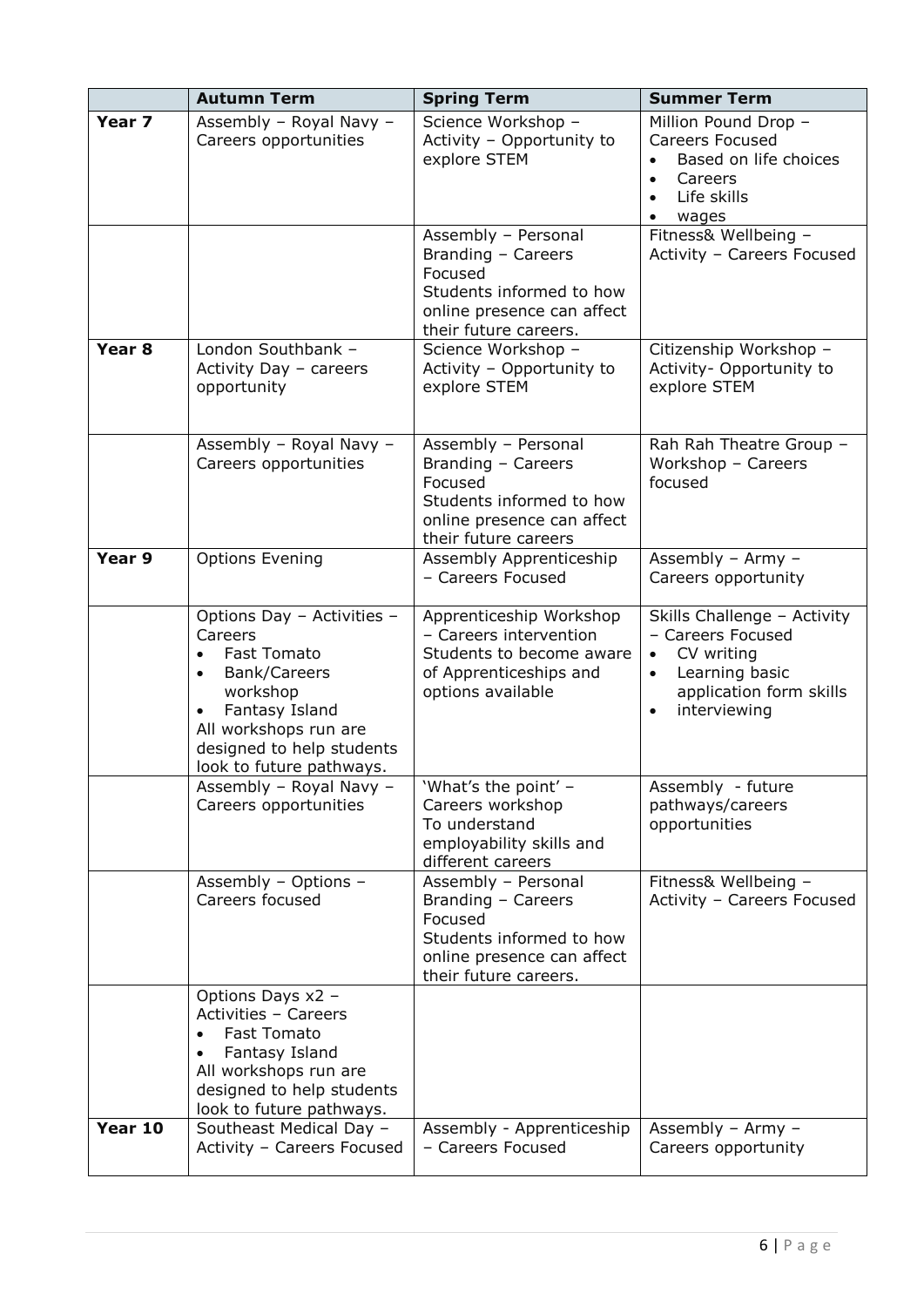| | **Autumn Term** | **Spring Term** | **Summer Term** |
|---|---|---|---|
| **Year 7** | Assembly – Royal Navy – Careers opportunities | Science Workshop – Activity – Opportunity to explore STEM | Million Pound Drop – Careers Focused<br>• Based on life choices<br>• Careers<br>• Life skills<br>• wages |
| | | Assembly – Personal Branding – Careers Focused<br>Students informed to how online presence can affect their future careers. | Fitness& Wellbeing – Activity – Careers Focused |
| **Year 8** | London Southbank – Activity Day – careers opportunity | Science Workshop – Activity – Opportunity to explore STEM | Citizenship Workshop – Activity- Opportunity to explore STEM |
| | Assembly – Royal Navy – Careers opportunities | Assembly – Personal Branding – Careers Focused<br>Students informed to how online presence can affect their future careers | Rah Rah Theatre Group – Workshop – Careers focused |
| **Year 9** | Options Evening | Assembly Apprenticeship – Careers Focused | Assembly – Army – Careers opportunity |
| | Options Day – Activities – Careers<br>• Fast Tomato<br>• Bank/Careers workshop<br>• Fantasy Island<br>All workshops run are designed to help students look to future pathways. | Apprenticeship Workshop – Careers intervention<br>Students to become aware of Apprenticeships and options available | Skills Challenge – Activity – Careers Focused<br>• CV writing<br>• Learning basic application form skills<br>• interviewing |
| | Assembly – Royal Navy – Careers opportunities | 'What's the point' – Careers workshop<br>To understand employability skills and different careers | Assembly - future pathways/careers opportunities |
| | Assembly – Options – Careers focused | Assembly – Personal Branding – Careers Focused<br>Students informed to how online presence can affect their future careers. | Fitness& Wellbeing – Activity – Careers Focused |
| | Options Days x2 – Activities – Careers<br>• Fast Tomato<br>• Fantasy Island<br>All workshops run are designed to help students look to future pathways. | | |
| **Year 10** | Southeast Medical Day – Activity – Careers Focused | Assembly - Apprenticeship – Careers Focused | Assembly – Army – Careers opportunity |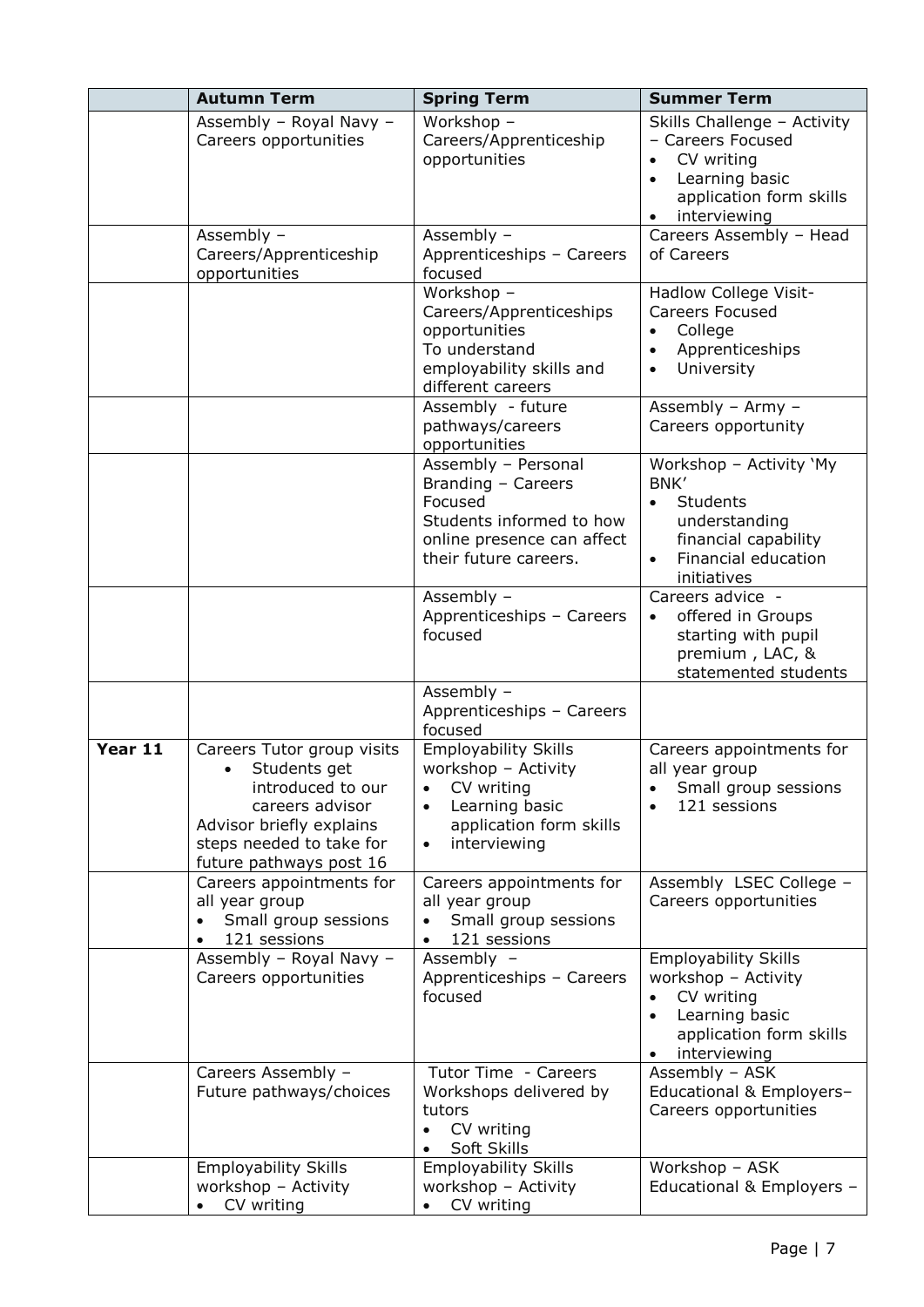| | Autumn Term | Spring Term | Summer Term |
|---|---|---|---|
| | Assembly – Royal Navy – Careers opportunities | Workshop – Careers/Apprenticeship opportunities | Skills Challenge – Activity – Careers Focused<br>• CV writing<br>• Learning basic application form skills<br>• interviewing |
| | Assembly – Careers/Apprenticeship opportunities | Assembly – Apprenticeships – Careers focused | Careers Assembly – Head of Careers |
| | | Workshop – Careers/Apprenticeships opportunities<br>To understand employability skills and different careers | Hadlow College Visit- Careers Focused<br>• College<br>• Apprenticeships<br>• University |
| | | Assembly - future pathways/careers opportunities | Assembly – Army – Careers opportunity |
| | | Assembly – Personal Branding – Careers Focused<br>Students informed to how online presence can affect their future careers. | Workshop – Activity 'My BNK'<br>• Students understanding financial capability<br>• Financial education initiatives |
| | | Assembly – Apprenticeships – Careers focused | Careers advice -<br>• offered in Groups starting with pupil premium , LAC, & statemented students |
| | | Assembly – Apprenticeships – Careers focused | |
| **Year 11** | Careers Tutor group visits<br>• Students get introduced to our careers advisor<br>Advisor briefly explains steps needed to take for future pathways post 16 | Employability Skills workshop – Activity<br>• CV writing<br>• Learning basic application form skills<br>• interviewing | Careers appointments for all year group<br>• Small group sessions<br>• 121 sessions |
| | Careers appointments for all year group<br>• Small group sessions<br>• 121 sessions | Careers appointments for all year group<br>• Small group sessions<br>• 121 sessions | Assembly LSEC College – Careers opportunities |
| | Assembly – Royal Navy – Careers opportunities | Assembly – Apprenticeships – Careers focused | Employability Skills workshop – Activity<br>• CV writing<br>• Learning basic application form skills<br>• interviewing |
| | Careers Assembly – Future pathways/choices | Tutor Time - Careers Workshops delivered by tutors<br>• CV writing<br>• Soft Skills | Assembly – ASK Educational & Employers– Careers opportunities |
| | Employability Skills workshop – Activity<br>• CV writing | Employability Skills workshop – Activity<br>• CV writing | Workshop – ASK Educational & Employers – |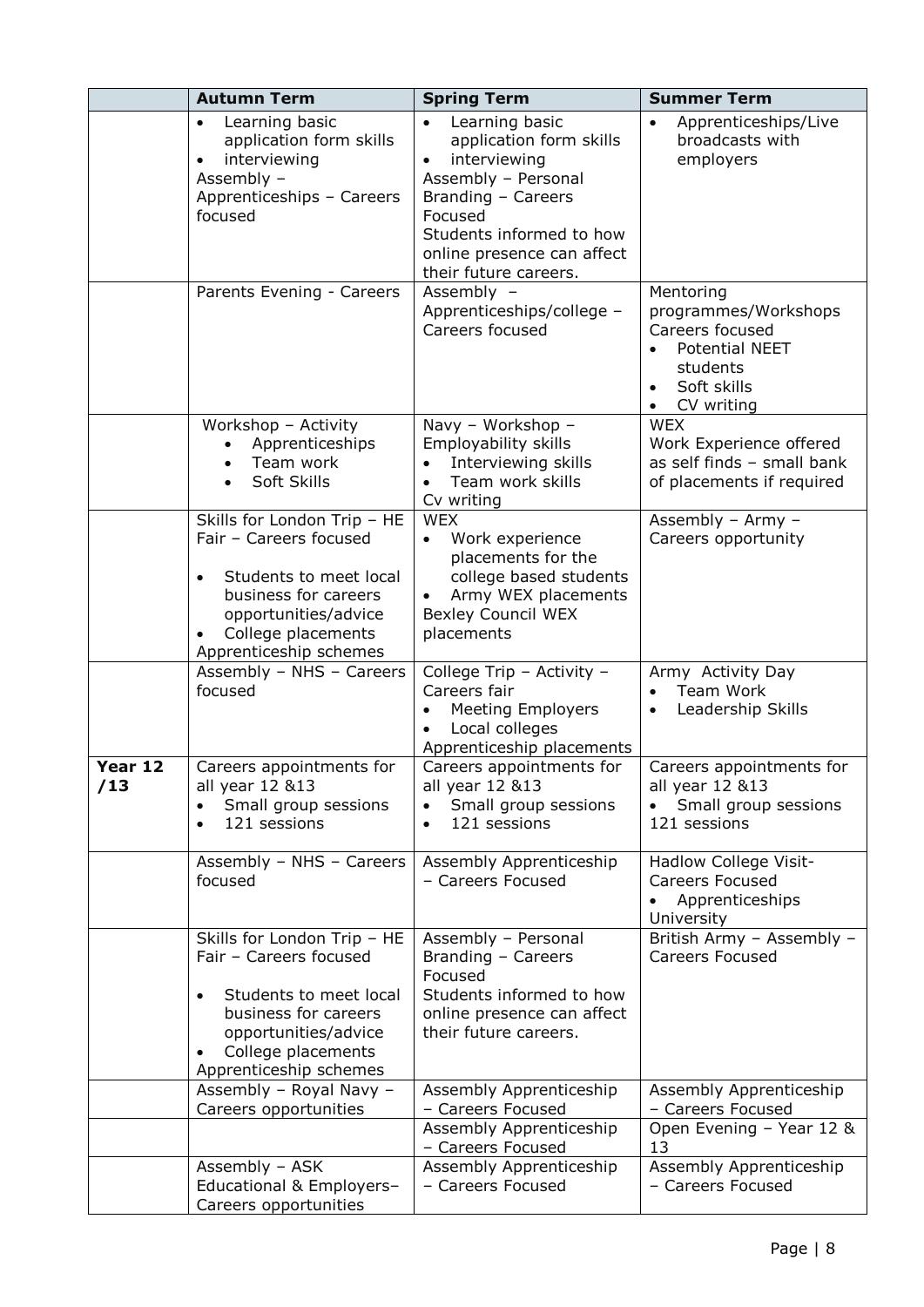| | Autumn Term | Spring Term | Summer Term |
|---|---|---|---|
| | • Learning basic application form skills<br>• interviewing<br>Assembly – Apprenticeships – Careers focused | • Learning basic application form skills<br>• interviewing<br>Assembly – Personal Branding – Careers Focused<br>Students informed to how online presence can affect their future careers. | • Apprenticeships/Live broadcasts with employers |
| | Parents Evening - Careers | Assembly – Apprenticeships/college – Careers focused | Mentoring programmes/Workshops Careers focused<br>• Potential NEET students<br>• Soft skills<br>• CV writing |
| | Workshop – Activity<br>• Apprenticeships<br>• Team work<br>• Soft Skills | Navy – Workshop – Employability skills<br>• Interviewing skills<br>• Team work skills<br>Cv writing | WEX<br>Work Experience offered as self finds – small bank of placements if required |
| | Skills for London Trip – HE Fair – Careers focused<br>• Students to meet local business for careers opportunities/advice<br>• College placements<br>Apprenticeship schemes | WEX<br>• Work experience placements for the college based students<br>• Army WEX placements<br>Bexley Council WEX placements | Assembly – Army – Careers opportunity |
| | Assembly – NHS – Careers focused | College Trip – Activity – Careers fair<br>• Meeting Employers<br>• Local colleges<br>Apprenticeship placements | Army Activity Day<br>• Team Work<br>• Leadership Skills |
| **Year 12 /13** | Careers appointments for all year 12 &13<br>• Small group sessions<br>• 121 sessions | Careers appointments for all year 12 &13<br>• Small group sessions<br>• 121 sessions | Careers appointments for all year 12 &13<br>• Small group sessions<br>121 sessions |
| | Assembly – NHS – Careers focused | Assembly Apprenticeship – Careers Focused | Hadlow College Visit- Careers Focused<br>• Apprenticeships<br>University |
| | Skills for London Trip – HE Fair – Careers focused<br>• Students to meet local business for careers opportunities/advice<br>• College placements<br>Apprenticeship schemes | Assembly – Personal Branding – Careers Focused<br>Students informed to how online presence can affect their future careers. | British Army – Assembly – Careers Focused |
| | Assembly – Royal Navy – Careers opportunities | Assembly Apprenticeship – Careers Focused | Assembly Apprenticeship – Careers Focused |
| | | Assembly Apprenticeship – Careers Focused | Open Evening – Year 12 & 13 |
| | Assembly – ASK Educational & Employers– Careers opportunities | Assembly Apprenticeship – Careers Focused | Assembly Apprenticeship – Careers Focused |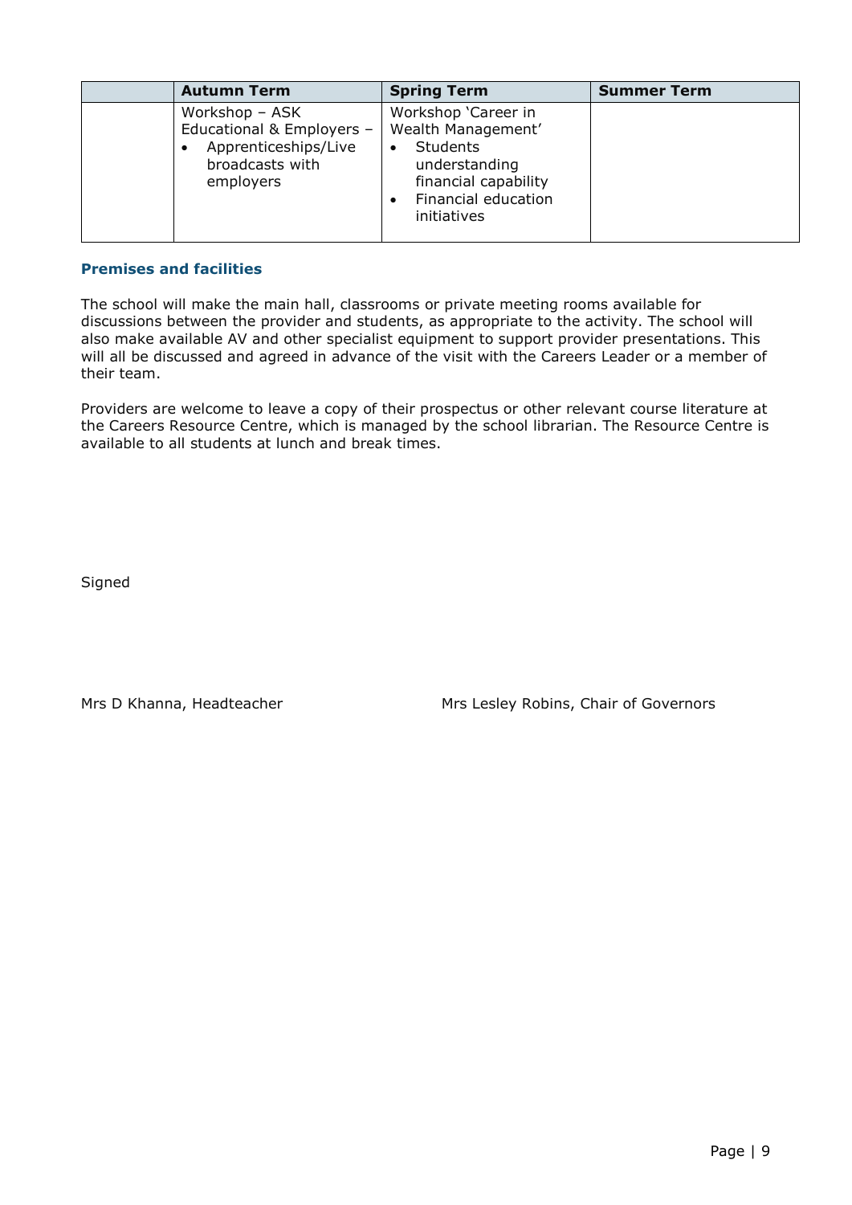| | Autumn Term | Spring Term | Summer Term |
|---|---|---|---|
| | Workshop – ASK Educational & Employers – <br>• Apprenticeships/Live broadcasts with employers | Workshop 'Career in Wealth Management' <br>• Students understanding financial capability <br>• Financial education initiatives | |

### Premises and facilities

The school will make the main hall, classrooms or private meeting rooms available for discussions between the provider and students, as appropriate to the activity. The school will also make available AV and other specialist equipment to support provider presentations. This will all be discussed and agreed in advance of the visit with the Careers Leader or a member of their team.

Providers are welcome to leave a copy of their prospectus or other relevant course literature at the Careers Resource Centre, which is managed by the school librarian. The Resource Centre is available to all students at lunch and break times.

Signed

Mrs D Khanna, Headteacher

Mrs Lesley Robins, Chair of Governors